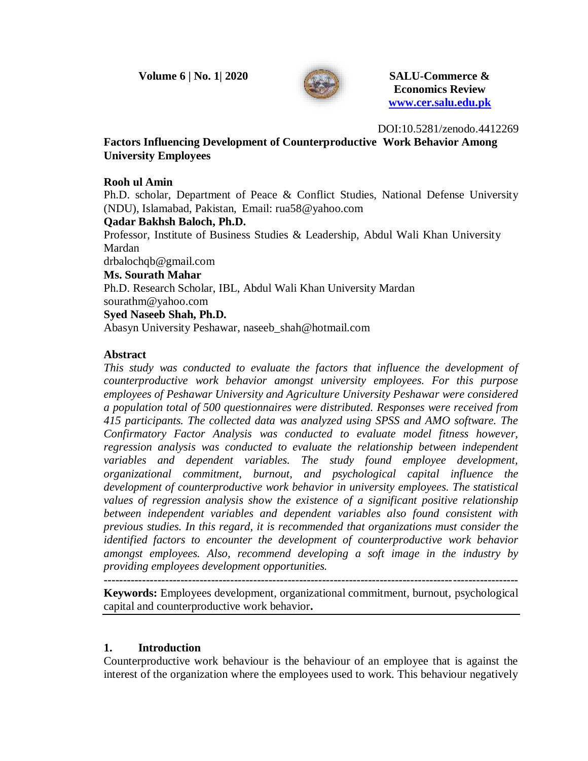DOI:10.5281/zenodo.4412269

# Factors Influencing Development of Counterproductive Work Behavior Among University Employees

**Rooh ul Amin**
Ph.D. scholar, Department of Peace & Conflict Studies, National Defense University (NDU), Islamabad, Pakistan, Email: rua58@yahoo.com

**Qadar Bakhsh Baloch, Ph.D.**
Professor, Institute of Business Studies & Leadership, Abdul Wali Khan University Mardan
drbalochqb@gmail.com

**Ms. Sourath Mahar**
Ph.D. Research Scholar, IBL, Abdul Wali Khan University Mardan
sourathm@yahoo.com

**Syed Naseeb Shah, Ph.D.**
Abasyn University Peshawar, naseeb_shah@hotmail.com

## Abstract

*This study was conducted to evaluate the factors that influence the development of counterproductive work behavior amongst university employees. For this purpose employees of Peshawar University and Agriculture University Peshawar were considered a population total of 500 questionnaires were distributed. Responses were received from 415 participants. The collected data was analyzed using SPSS and AMO software. The Confirmatory Factor Analysis was conducted to evaluate model fitness however, regression analysis was conducted to evaluate the relationship between independent variables and dependent variables. The study found employee development, organizational commitment, burnout, and psychological capital influence the development of counterproductive work behavior in university employees. The statistical values of regression analysis show the existence of a significant positive relationship between independent variables and dependent variables also found consistent with previous studies. In this regard, it is recommended that organizations must consider the identified factors to encounter the development of counterproductive work behavior amongst employees. Also, recommend developing a soft image in the industry by providing employees development opportunities.*

---

**Keywords:** Employees development, organizational commitment, burnout, psychological capital and counterproductive work behavior**.**

## 1. Introduction

Counterproductive work behaviour is the behaviour of an employee that is against the interest of the organization where the employees used to work. This behaviour negatively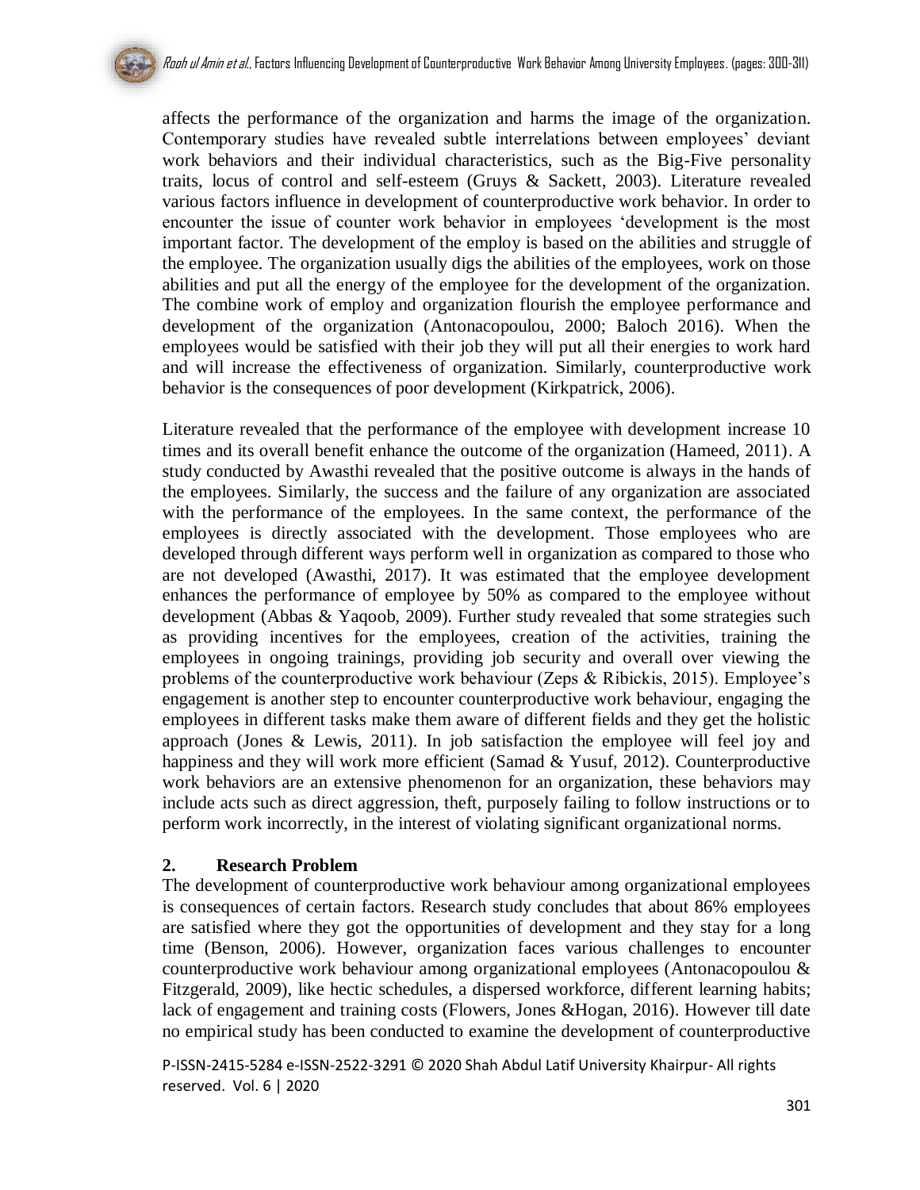affects the performance of the organization and harms the image of the organization. Contemporary studies have revealed subtle interrelations between employees' deviant work behaviors and their individual characteristics, such as the Big-Five personality traits, locus of control and self-esteem (Gruys & Sackett, 2003). Literature revealed various factors influence in development of counterproductive work behavior. In order to encounter the issue of counter work behavior in employees 'development is the most important factor. The development of the employ is based on the abilities and struggle of the employee. The organization usually digs the abilities of the employees, work on those abilities and put all the energy of the employee for the development of the organization. The combine work of employ and organization flourish the employee performance and development of the organization (Antonacopoulou, 2000; Baloch 2016). When the employees would be satisfied with their job they will put all their energies to work hard and will increase the effectiveness of organization. Similarly, counterproductive work behavior is the consequences of poor development (Kirkpatrick, 2006).

Literature revealed that the performance of the employee with development increase 10 times and its overall benefit enhance the outcome of the organization (Hameed, 2011). A study conducted by Awasthi revealed that the positive outcome is always in the hands of the employees. Similarly, the success and the failure of any organization are associated with the performance of the employees. In the same context, the performance of the employees is directly associated with the development. Those employees who are developed through different ways perform well in organization as compared to those who are not developed (Awasthi, 2017). It was estimated that the employee development enhances the performance of employee by 50% as compared to the employee without development (Abbas & Yaqoob, 2009). Further study revealed that some strategies such as providing incentives for the employees, creation of the activities, training the employees in ongoing trainings, providing job security and overall over viewing the problems of the counterproductive work behaviour (Zeps & Ribickis, 2015). Employee's engagement is another step to encounter counterproductive work behaviour, engaging the employees in different tasks make them aware of different fields and they get the holistic approach (Jones & Lewis, 2011). In job satisfaction the employee will feel joy and happiness and they will work more efficient (Samad & Yusuf, 2012). Counterproductive work behaviors are an extensive phenomenon for an organization, these behaviors may include acts such as direct aggression, theft, purposely failing to follow instructions or to perform work incorrectly, in the interest of violating significant organizational norms.

## 2. Research Problem

The development of counterproductive work behaviour among organizational employees is consequences of certain factors. Research study concludes that about 86% employees are satisfied where they got the opportunities of development and they stay for a long time (Benson, 2006). However, organization faces various challenges to encounter counterproductive work behaviour among organizational employees (Antonacopoulou & Fitzgerald, 2009), like hectic schedules, a dispersed workforce, different learning habits; lack of engagement and training costs (Flowers, Jones &Hogan, 2016). However till date no empirical study has been conducted to examine the development of counterproductive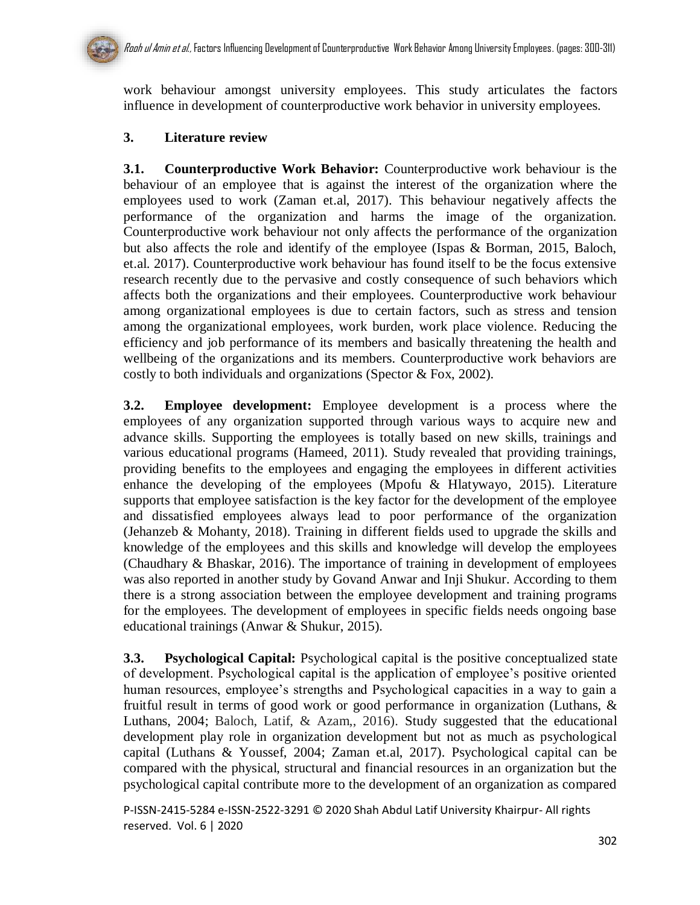work behaviour amongst university employees. This study articulates the factors influence in development of counterproductive work behavior in university employees.

## 3. Literature review

**3.1. Counterproductive Work Behavior:** Counterproductive work behaviour is the behaviour of an employee that is against the interest of the organization where the employees used to work (Zaman et.al, 2017). This behaviour negatively affects the performance of the organization and harms the image of the organization. Counterproductive work behaviour not only affects the performance of the organization but also affects the role and identify of the employee (Ispas & Borman, 2015, Baloch, et.al. 2017). Counterproductive work behaviour has found itself to be the focus extensive research recently due to the pervasive and costly consequence of such behaviors which affects both the organizations and their employees. Counterproductive work behaviour among organizational employees is due to certain factors, such as stress and tension among the organizational employees, work burden, work place violence. Reducing the efficiency and job performance of its members and basically threatening the health and wellbeing of the organizations and its members. Counterproductive work behaviors are costly to both individuals and organizations (Spector & Fox, 2002).

**3.2. Employee development:** Employee development is a process where the employees of any organization supported through various ways to acquire new and advance skills. Supporting the employees is totally based on new skills, trainings and various educational programs (Hameed, 2011). Study revealed that providing trainings, providing benefits to the employees and engaging the employees in different activities enhance the developing of the employees (Mpofu & Hlatywayo, 2015). Literature supports that employee satisfaction is the key factor for the development of the employee and dissatisfied employees always lead to poor performance of the organization (Jehanzeb & Mohanty, 2018). Training in different fields used to upgrade the skills and knowledge of the employees and this skills and knowledge will develop the employees (Chaudhary & Bhaskar, 2016). The importance of training in development of employees was also reported in another study by Govand Anwar and Inji Shukur. According to them there is a strong association between the employee development and training programs for the employees. The development of employees in specific fields needs ongoing base educational trainings (Anwar & Shukur, 2015).

**3.3. Psychological Capital:** Psychological capital is the positive conceptualized state of development. Psychological capital is the application of employee's positive oriented human resources, employee's strengths and Psychological capacities in a way to gain a fruitful result in terms of good work or good performance in organization (Luthans, & Luthans, 2004; Baloch, Latif, & Azam,, 2016). Study suggested that the educational development play role in organization development but not as much as psychological capital (Luthans & Youssef, 2004; Zaman et.al, 2017). Psychological capital can be compared with the physical, structural and financial resources in an organization but the psychological capital contribute more to the development of an organization as compared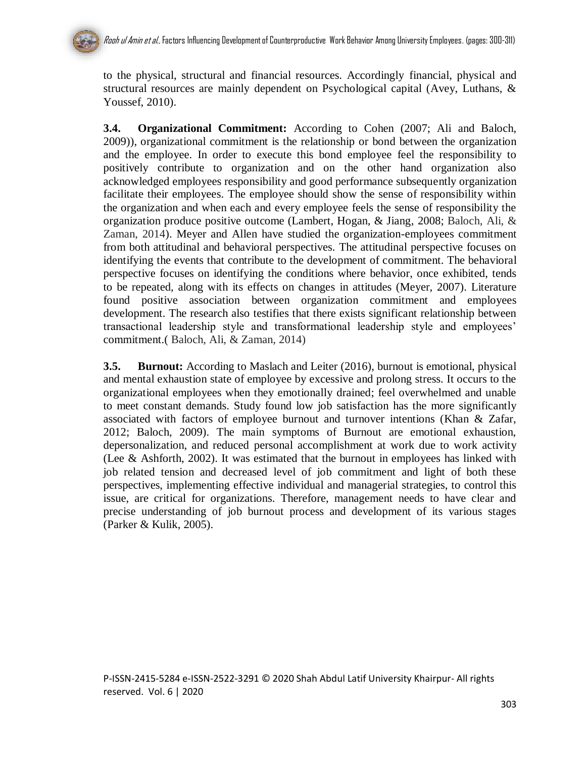to the physical, structural and financial resources. Accordingly financial, physical and structural resources are mainly dependent on Psychological capital (Avey, Luthans, & Youssef, 2010).

**3.4. Organizational Commitment:** According to Cohen (2007; Ali and Baloch, 2009)), organizational commitment is the relationship or bond between the organization and the employee. In order to execute this bond employee feel the responsibility to positively contribute to organization and on the other hand organization also acknowledged employees responsibility and good performance subsequently organization facilitate their employees. The employee should show the sense of responsibility within the organization and when each and every employee feels the sense of responsibility the organization produce positive outcome (Lambert, Hogan, & Jiang, 2008; Baloch, Ali, & Zaman, 2014). Meyer and Allen have studied the organization-employees commitment from both attitudinal and behavioral perspectives. The attitudinal perspective focuses on identifying the events that contribute to the development of commitment. The behavioral perspective focuses on identifying the conditions where behavior, once exhibited, tends to be repeated, along with its effects on changes in attitudes (Meyer, 2007). Literature found positive association between organization commitment and employees development. The research also testifies that there exists significant relationship between transactional leadership style and transformational leadership style and employees' commitment.( Baloch, Ali, & Zaman, 2014)

**3.5. Burnout:** According to Maslach and Leiter (2016), burnout is emotional, physical and mental exhaustion state of employee by excessive and prolong stress. It occurs to the organizational employees when they emotionally drained; feel overwhelmed and unable to meet constant demands. Study found low job satisfaction has the more significantly associated with factors of employee burnout and turnover intentions (Khan & Zafar, 2012; Baloch, 2009). The main symptoms of Burnout are emotional exhaustion, depersonalization, and reduced personal accomplishment at work due to work activity (Lee & Ashforth, 2002). It was estimated that the burnout in employees has linked with job related tension and decreased level of job commitment and light of both these perspectives, implementing effective individual and managerial strategies, to control this issue, are critical for organizations. Therefore, management needs to have clear and precise understanding of job burnout process and development of its various stages (Parker & Kulik, 2005).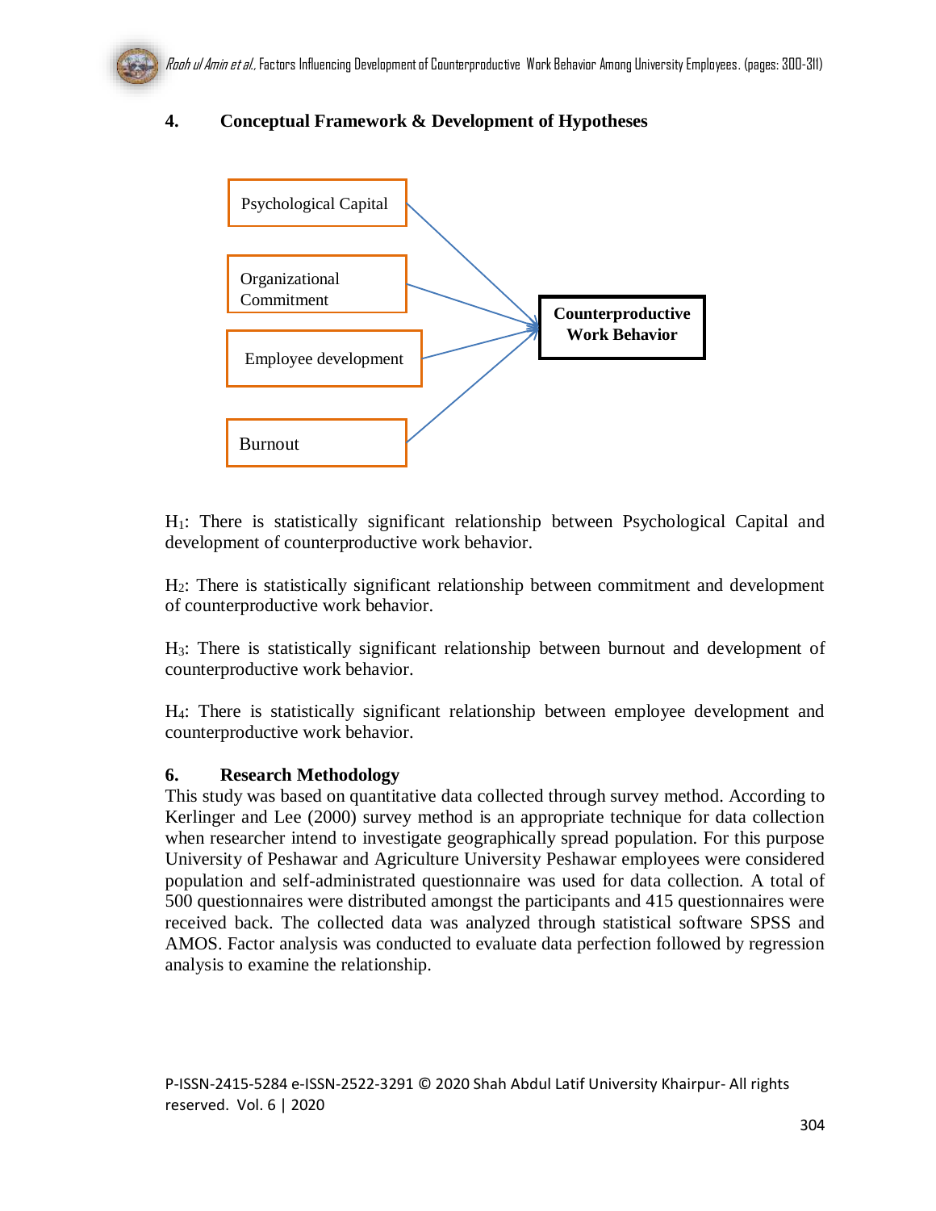## 4. Conceptual Framework & Development of Hypotheses

Psychological Capital

Organizational Commitment

Employee development

Burnout

**Counterproductive Work Behavior**

$H_1$: There is statistically significant relationship between Psychological Capital and development of counterproductive work behavior.

$H_2$: There is statistically significant relationship between commitment and development of counterproductive work behavior.

$H_3$: There is statistically significant relationship between burnout and development of counterproductive work behavior.

$H_4$: There is statistically significant relationship between employee development and counterproductive work behavior.

## 6. Research Methodology

This study was based on quantitative data collected through survey method. According to Kerlinger and Lee (2000) survey method is an appropriate technique for data collection when researcher intend to investigate geographically spread population. For this purpose University of Peshawar and Agriculture University Peshawar employees were considered population and self-administrated questionnaire was used for data collection. A total of 500 questionnaires were distributed amongst the participants and 415 questionnaires were received back. The collected data was analyzed through statistical software SPSS and AMOS. Factor analysis was conducted to evaluate data perfection followed by regression analysis to examine the relationship.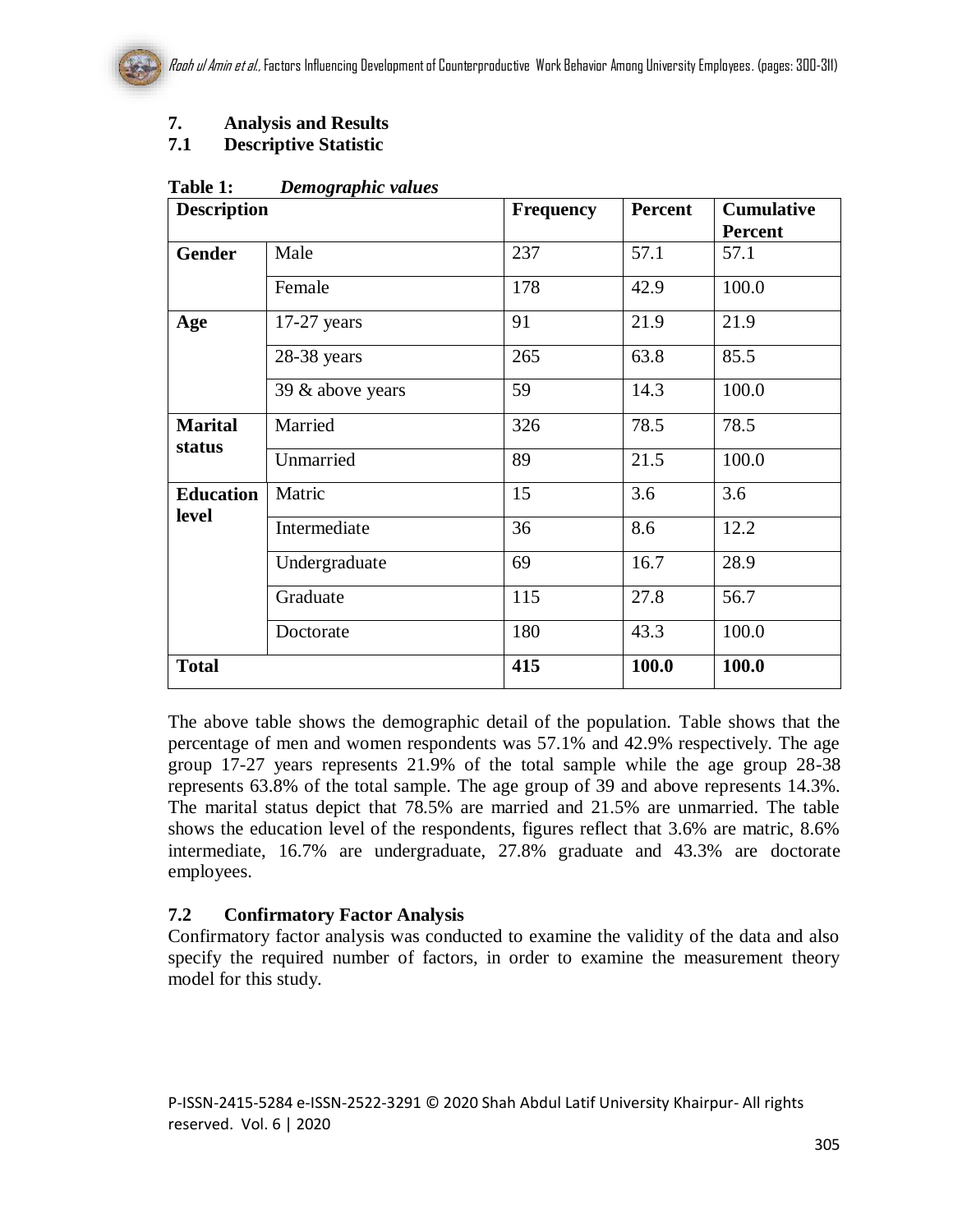## 7. Analysis and Results

### 7.1 Descriptive Statistic

**Table 1:** ***Demographic values***

| Description | | Frequency | Percent | Cumulative Percent |
|---|---|---|---|---|
| **Gender** | Male | 237 | 57.1 | 57.1 |
| | Female | 178 | 42.9 | 100.0 |
| **Age** | 17-27 years | 91 | 21.9 | 21.9 |
| | 28-38 years | 265 | 63.8 | 85.5 |
| | 39 & above years | 59 | 14.3 | 100.0 |
| **Marital status** | Married | 326 | 78.5 | 78.5 |
| | Unmarried | 89 | 21.5 | 100.0 |
| **Education level** | Matric | 15 | 3.6 | 3.6 |
| | Intermediate | 36 | 8.6 | 12.2 |
| | Undergraduate | 69 | 16.7 | 28.9 |
| | Graduate | 115 | 27.8 | 56.7 |
| | Doctorate | 180 | 43.3 | 100.0 |
| **Total** | | **415** | **100.0** | **100.0** |

The above table shows the demographic detail of the population. Table shows that the percentage of men and women respondents was 57.1% and 42.9% respectively. The age group 17-27 years represents 21.9% of the total sample while the age group 28-38 represents 63.8% of the total sample. The age group of 39 and above represents 14.3%. The marital status depict that 78.5% are married and 21.5% are unmarried. The table shows the education level of the respondents, figures reflect that 3.6% are matric, 8.6% intermediate, 16.7% are undergraduate, 27.8% graduate and 43.3% are doctorate employees.

### 7.2 Confirmatory Factor Analysis

Confirmatory factor analysis was conducted to examine the validity of the data and also specify the required number of factors, in order to examine the measurement theory model for this study.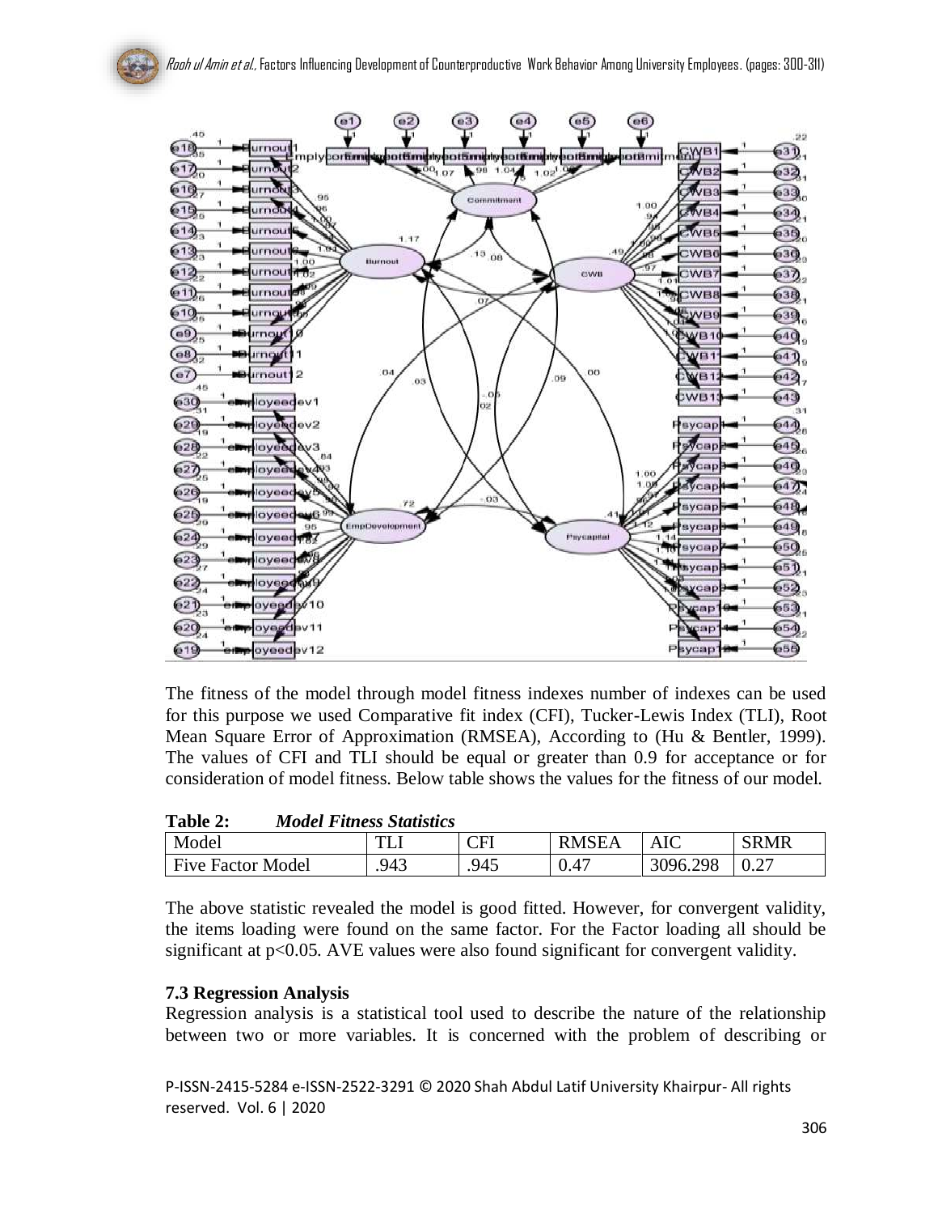The fitness of the model through model fitness indexes number of indexes can be used for this purpose we used Comparative fit index (CFI), Tucker-Lewis Index (TLI), Root Mean Square Error of Approximation (RMSEA), According to (Hu & Bentler, 1999). The values of CFI and TLI should be equal or greater than 0.9 for acceptance or for consideration of model fitness. Below table shows the values for the fitness of our model.

**Table 2:** ***Model Fitness Statistics***

| Model | TLI | CFI | RMSEA | AIC | SRMR |
|---|---|---|---|---|---|
| Five Factor Model | .943 | .945 | 0.47 | 3096.298 | 0.27 |

The above statistic revealed the model is good fitted. However, for convergent validity, the items loading were found on the same factor. For the Factor loading all should be significant at $p<0.05$. AVE values were also found significant for convergent validity.

### 7.3 Regression Analysis

Regression analysis is a statistical tool used to describe the nature of the relationship between two or more variables. It is concerned with the problem of describing or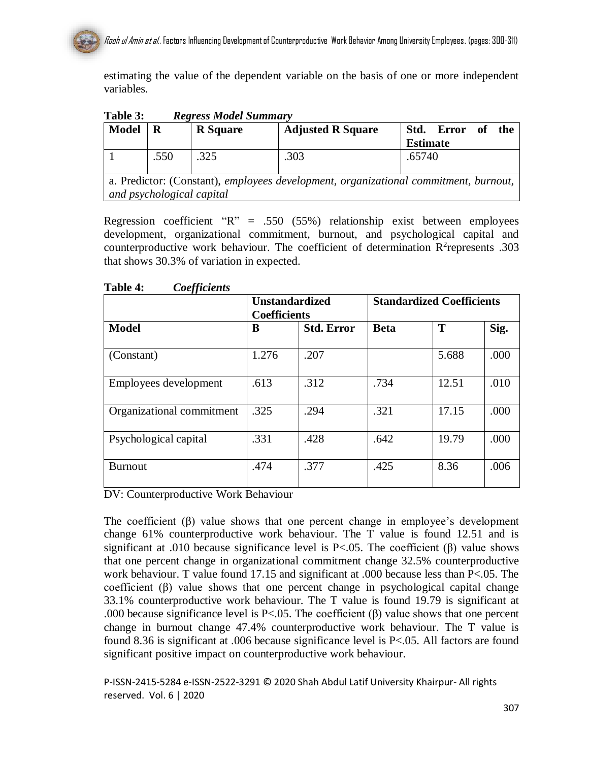estimating the value of the dependent variable on the basis of one or more independent variables.

**Table 3:** ***Regress Model Summary***

| Model | R | R Square | Adjusted R Square | Std. Error of the Estimate |
|---|---|---|---|---|
| 1 | .550 | .325 | .303 | .65740 |
| a. Predictor: (Constant), *employees development, organizational commitment, burnout, and psychological capital* | | | | |

Regression coefficient "R" = .550 (55%) relationship exist between employees development, organizational commitment, burnout, and psychological capital and counterproductive work behaviour. The coefficient of determination $R^2$represents .303 that shows 30.3% of variation in expected.

**Table 4:** ***Coefficients***

| | Unstandardized Coefficients | | Standardized Coefficients | | |
|---|---|---|---|---|---|
| **Model** | **B** | **Std. Error** | **Beta** | **T** | **Sig.** |
| (Constant) | 1.276 | .207 | | 5.688 | .000 |
| Employees development | .613 | .312 | .734 | 12.51 | .010 |
| Organizational commitment | .325 | .294 | .321 | 17.15 | .000 |
| Psychological capital | .331 | .428 | .642 | 19.79 | .000 |
| Burnout | .474 | .377 | .425 | 8.36 | .006 |

DV: Counterproductive Work Behaviour

The coefficient (β) value shows that one percent change in employee's development change 61% counterproductive work behaviour. The T value is found 12.51 and is significant at .010 because significance level is P<.05. The coefficient (β) value shows that one percent change in organizational commitment change 32.5% counterproductive work behaviour. T value found 17.15 and significant at .000 because less than P<.05. The coefficient (β) value shows that one percent change in psychological capital change 33.1% counterproductive work behaviour. The T value is found 19.79 is significant at .000 because significance level is P<.05. The coefficient (β) value shows that one percent change in burnout change 47.4% counterproductive work behaviour. The T value is found 8.36 is significant at .006 because significance level is P<.05. All factors are found significant positive impact on counterproductive work behaviour.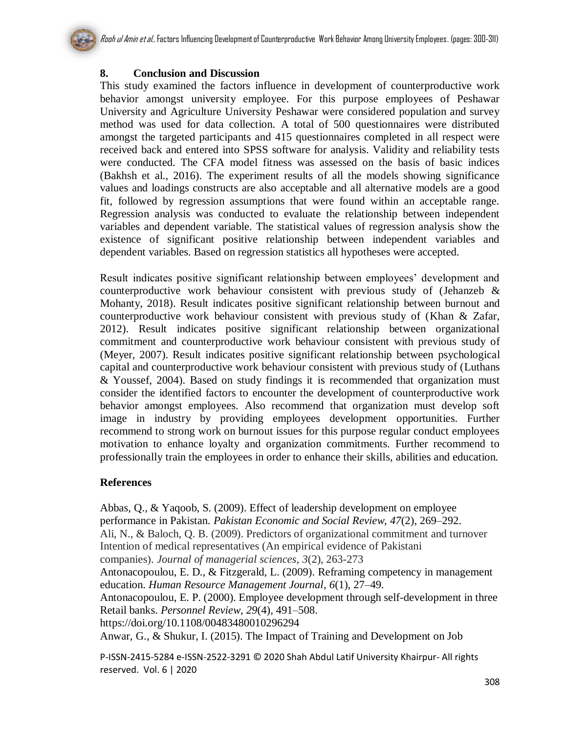## 8. Conclusion and Discussion

This study examined the factors influence in development of counterproductive work behavior amongst university employee. For this purpose employees of Peshawar University and Agriculture University Peshawar were considered population and survey method was used for data collection. A total of 500 questionnaires were distributed amongst the targeted participants and 415 questionnaires completed in all respect were received back and entered into SPSS software for analysis. Validity and reliability tests were conducted. The CFA model fitness was assessed on the basis of basic indices (Bakhsh et al., 2016). The experiment results of all the models showing significance values and loadings constructs are also acceptable and all alternative models are a good fit, followed by regression assumptions that were found within an acceptable range. Regression analysis was conducted to evaluate the relationship between independent variables and dependent variable. The statistical values of regression analysis show the existence of significant positive relationship between independent variables and dependent variables. Based on regression statistics all hypotheses were accepted.

Result indicates positive significant relationship between employees' development and counterproductive work behaviour consistent with previous study of (Jehanzeb & Mohanty, 2018). Result indicates positive significant relationship between burnout and counterproductive work behaviour consistent with previous study of (Khan & Zafar, 2012). Result indicates positive significant relationship between organizational commitment and counterproductive work behaviour consistent with previous study of (Meyer, 2007). Result indicates positive significant relationship between psychological capital and counterproductive work behaviour consistent with previous study of (Luthans & Youssef, 2004). Based on study findings it is recommended that organization must consider the identified factors to encounter the development of counterproductive work behavior amongst employees. Also recommend that organization must develop soft image in industry by providing employees development opportunities. Further recommend to strong work on burnout issues for this purpose regular conduct employees motivation to enhance loyalty and organization commitments. Further recommend to professionally train the employees in order to enhance their skills, abilities and education.

## References

Abbas, Q., & Yaqoob, S. (2009). Effect of leadership development on employee performance in Pakistan. *Pakistan Economic and Social Review*, *47*(2), 269–292.

Ali, N., & Baloch, Q. B. (2009). Predictors of organizational commitment and turnover Intention of medical representatives (An empirical evidence of Pakistani companies). *Journal of managerial sciences*, *3*(2), 263-273

Antonacopoulou, E. D., & Fitzgerald, L. (2009). Reframing competency in management education. *Human Resource Management Journal*, *6*(1), 27–49.

Antonacopoulou, E. P. (2000). Employee development through self-development in three Retail banks. *Personnel Review*, *29*(4), 491–508. https://doi.org/10.1108/00483480010296294

Anwar, G., & Shukur, I. (2015). The Impact of Training and Development on Job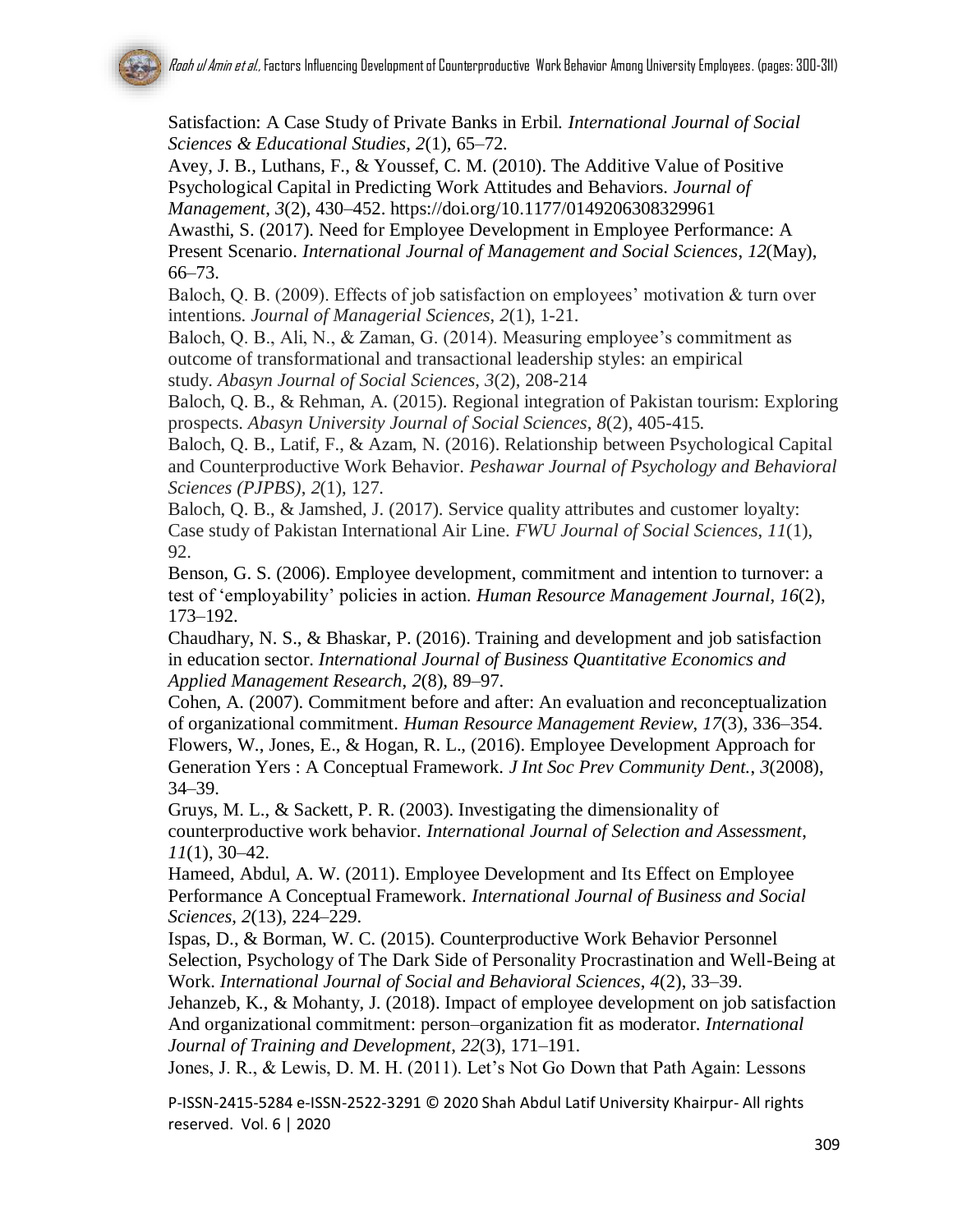Satisfaction: A Case Study of Private Banks in Erbil. *International Journal of Social Sciences & Educational Studies*, *2*(1), 65–72.

Avey, J. B., Luthans, F., & Youssef, C. M. (2010). The Additive Value of Positive Psychological Capital in Predicting Work Attitudes and Behaviors. *Journal of Management*, *3*(2), 430–452. https://doi.org/10.1177/0149206308329961

Awasthi, S. (2017). Need for Employee Development in Employee Performance: A Present Scenario. *International Journal of Management and Social Sciences*, *12*(May), 66–73.

Baloch, Q. B. (2009). Effects of job satisfaction on employees' motivation & turn over intentions. *Journal of Managerial Sciences*, *2*(1), 1-21.

Baloch, Q. B., Ali, N., & Zaman, G. (2014). Measuring employee's commitment as outcome of transformational and transactional leadership styles: an empirical study. *Abasyn Journal of Social Sciences*, *3*(2), 208-214

Baloch, Q. B., & Rehman, A. (2015). Regional integration of Pakistan tourism: Exploring prospects. *Abasyn University Journal of Social Sciences*, *8*(2), 405-415.

Baloch, Q. B., Latif, F., & Azam, N. (2016). Relationship between Psychological Capital and Counterproductive Work Behavior. *Peshawar Journal of Psychology and Behavioral Sciences (PJPBS)*, *2*(1), 127.

Baloch, Q. B., & Jamshed, J. (2017). Service quality attributes and customer loyalty: Case study of Pakistan International Air Line. *FWU Journal of Social Sciences*, *11*(1), 92.

Benson, G. S. (2006). Employee development, commitment and intention to turnover: a test of 'employability' policies in action. *Human Resource Management Journal*, *16*(2), 173–192.

Chaudhary, N. S., & Bhaskar, P. (2016). Training and development and job satisfaction in education sector. *International Journal of Business Quantitative Economics and Applied Management Research*, *2*(8), 89–97.

Cohen, A. (2007). Commitment before and after: An evaluation and reconceptualization of organizational commitment. *Human Resource Management Review*, *17*(3), 336–354.

Flowers, W., Jones, E., & Hogan, R. L., (2016). Employee Development Approach for Generation Yers : A Conceptual Framework. *J Int Soc Prev Community Dent.*, *3*(2008), 34–39.

Gruys, M. L., & Sackett, P. R. (2003). Investigating the dimensionality of counterproductive work behavior. *International Journal of Selection and Assessment*, *11*(1), 30–42.

Hameed, Abdul, A. W. (2011). Employee Development and Its Effect on Employee Performance A Conceptual Framework. *International Journal of Business and Social Sciences*, *2*(13), 224–229.

Ispas, D., & Borman, W. C. (2015). Counterproductive Work Behavior Personnel Selection, Psychology of The Dark Side of Personality Procrastination and Well-Being at Work. *International Journal of Social and Behavioral Sciences*, *4*(2), 33–39.

Jehanzeb, K., & Mohanty, J. (2018). Impact of employee development on job satisfaction And organizational commitment: person–organization fit as moderator. *International Journal of Training and Development*, *22*(3), 171–191.

Jones, J. R., & Lewis, D. M. H. (2011). Let's Not Go Down that Path Again: Lessons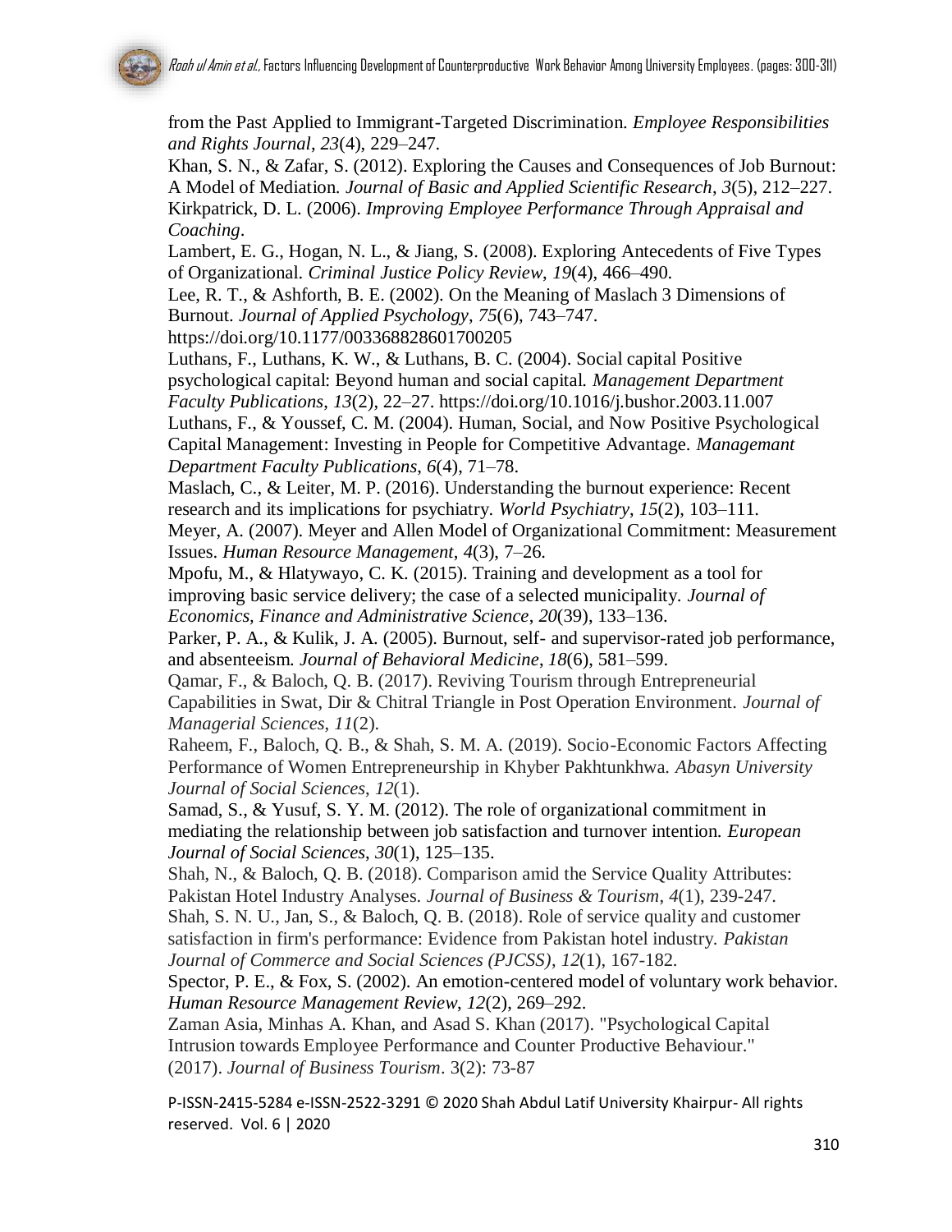from the Past Applied to Immigrant-Targeted Discrimination. *Employee Responsibilities and Rights Journal*, *23*(4), 229–247.

Khan, S. N., & Zafar, S. (2012). Exploring the Causes and Consequences of Job Burnout: A Model of Mediation. *Journal of Basic and Applied Scientific Research*, *3*(5), 212–227.

Kirkpatrick, D. L. (2006). *Improving Employee Performance Through Appraisal and Coaching*.

Lambert, E. G., Hogan, N. L., & Jiang, S. (2008). Exploring Antecedents of Five Types of Organizational. *Criminal Justice Policy Review*, *19*(4), 466–490.

Lee, R. T., & Ashforth, B. E. (2002). On the Meaning of Maslach 3 Dimensions of Burnout. *Journal of Applied Psychology*, *75*(6), 743–747. https://doi.org/10.1177/003368828601700205

Luthans, F., Luthans, K. W., & Luthans, B. C. (2004). Social capital Positive psychological capital: Beyond human and social capital. *Management Department Faculty Publications*, *13*(2), 22–27. https://doi.org/10.1016/j.bushor.2003.11.007

Luthans, F., & Youssef, C. M. (2004). Human, Social, and Now Positive Psychological Capital Management: Investing in People for Competitive Advantage. *Managemant Department Faculty Publications*, *6*(4), 71–78.

Maslach, C., & Leiter, M. P. (2016). Understanding the burnout experience: Recent research and its implications for psychiatry. *World Psychiatry*, *15*(2), 103–111.

Meyer, A. (2007). Meyer and Allen Model of Organizational Commitment: Measurement Issues. *Human Resource Management*, *4*(3), 7–26.

Mpofu, M., & Hlatywayo, C. K. (2015). Training and development as a tool for improving basic service delivery; the case of a selected municipality. *Journal of Economics, Finance and Administrative Science*, *20*(39), 133–136.

Parker, P. A., & Kulik, J. A. (2005). Burnout, self- and supervisor-rated job performance, and absenteeism. *Journal of Behavioral Medicine*, *18*(6), 581–599.

Qamar, F., & Baloch, Q. B. (2017). Reviving Tourism through Entrepreneurial Capabilities in Swat, Dir & Chitral Triangle in Post Operation Environment. *Journal of Managerial Sciences*, *11*(2).

Raheem, F., Baloch, Q. B., & Shah, S. M. A. (2019). Socio-Economic Factors Affecting Performance of Women Entrepreneurship in Khyber Pakhtunkhwa. *Abasyn University Journal of Social Sciences*, *12*(1).

Samad, S., & Yusuf, S. Y. M. (2012). The role of organizational commitment in mediating the relationship between job satisfaction and turnover intention. *European Journal of Social Sciences*, *30*(1), 125–135.

Shah, N., & Baloch, Q. B. (2018). Comparison amid the Service Quality Attributes: Pakistan Hotel Industry Analyses. *Journal of Business & Tourism*, *4*(1), 239-247.

Shah, S. N. U., Jan, S., & Baloch, Q. B. (2018). Role of service quality and customer satisfaction in firm's performance: Evidence from Pakistan hotel industry. *Pakistan Journal of Commerce and Social Sciences (PJCSS)*, *12*(1), 167-182.

Spector, P. E., & Fox, S. (2002). An emotion-centered model of voluntary work behavior. *Human Resource Management Review*, *12*(2), 269–292.

Zaman Asia, Minhas A. Khan, and Asad S. Khan (2017). "Psychological Capital Intrusion towards Employee Performance and Counter Productive Behaviour." (2017). *Journal of Business Tourism*. 3(2): 73-87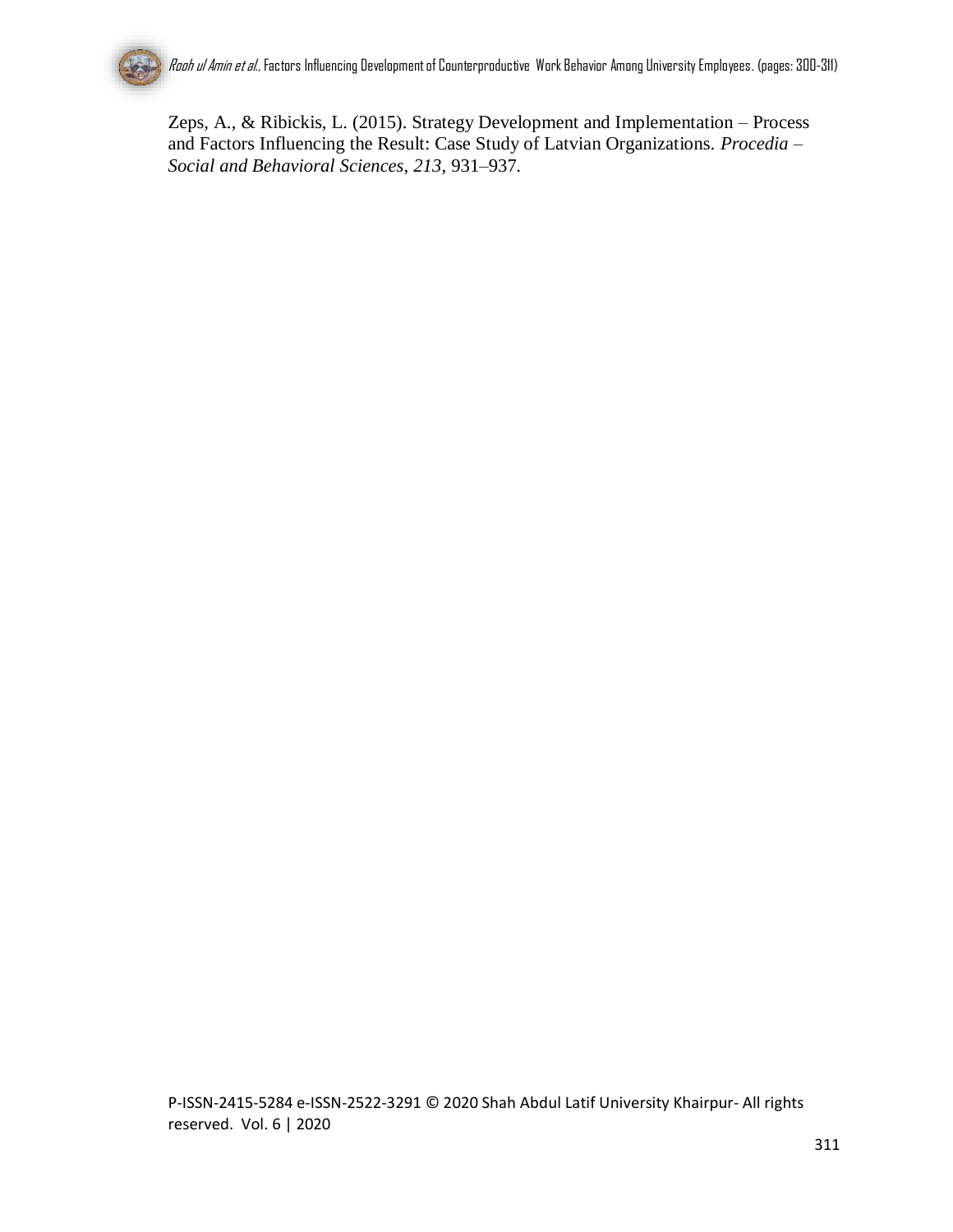Zeps, A., & Ribickis, L. (2015). Strategy Development and Implementation – Process and Factors Influencing the Result: Case Study of Latvian Organizations. *Procedia – Social and Behavioral Sciences*, *213*, 931–937.